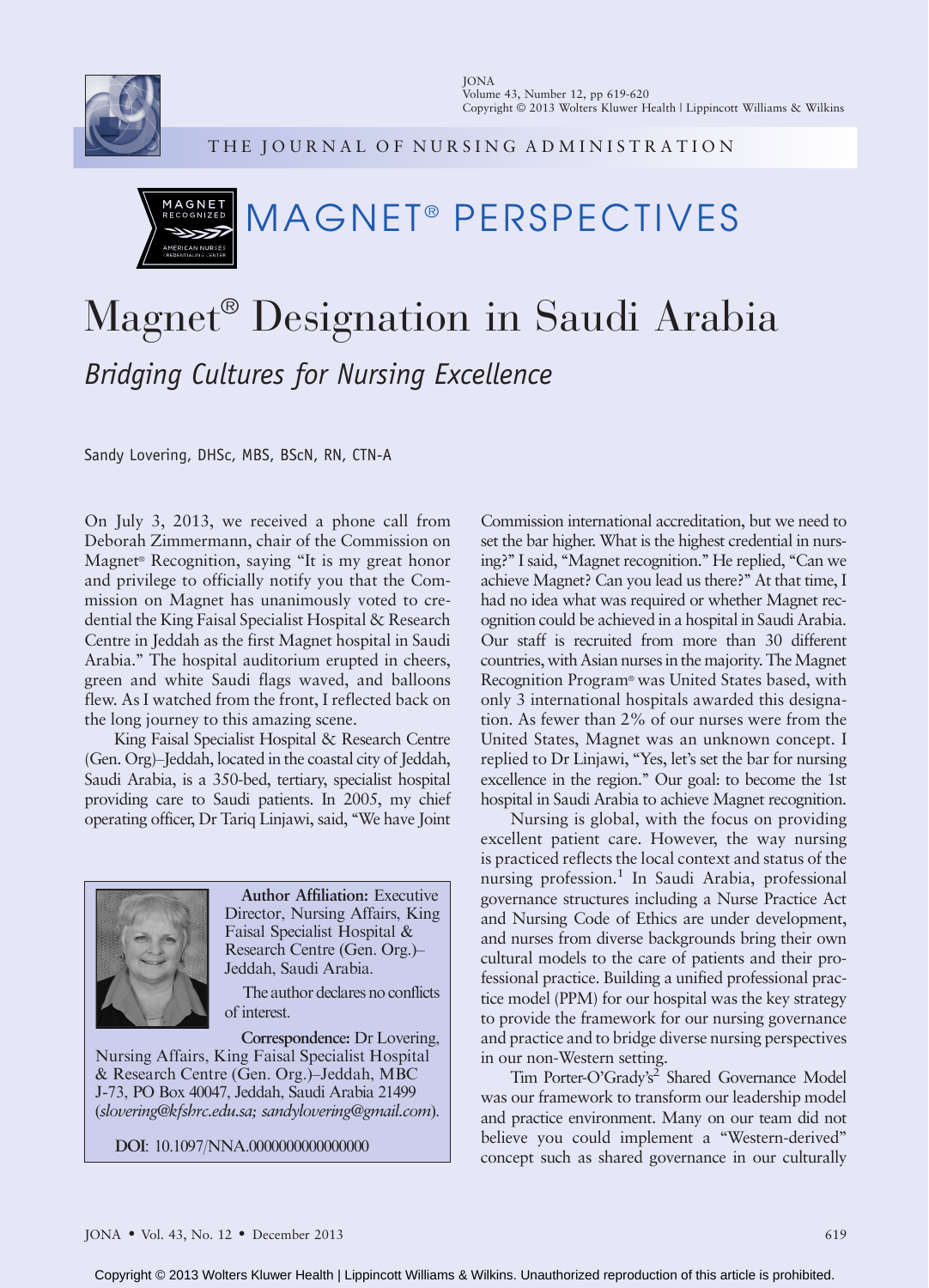# MAGNET® PERSPECTIVES

# Magnet® Designation in Saudi Arabia

## *Bridging Cultures for Nursing Excellence*

Sandy Lovering, DHSc, MBS, BScN, RN, CTN-A

On July 3, 2013, we received a phone call from Deborah Zimmermann, chair of the Commission on Magnet® Recognition, saying "It is my great honor and privilege to officially notify you that the Commission on Magnet has unanimously voted to credential the King Faisal Specialist Hospital & Research Centre in Jeddah as the first Magnet hospital in Saudi Arabia." The hospital auditorium erupted in cheers, green and white Saudi flags waved, and balloons flew. As I watched from the front, I reflected back on the long journey to this amazing scene.

King Faisal Specialist Hospital & Research Centre (Gen. Org)–Jeddah, located in the coastal city of Jeddah, Saudi Arabia, is a 350-bed, tertiary, specialist hospital providing care to Saudi patients. In 2005, my chief operating officer, Dr Tariq Linjawi, said, "We have Joint Commission international accreditation, but we need to set the bar higher. What is the highest credential in nursing?" I said, "Magnet recognition." He replied, "Can we achieve Magnet? Can you lead us there?" At that time, I had no idea what was required or whether Magnet recognition could be achieved in a hospital in Saudi Arabia. Our staff is recruited from more than 30 different countries, with Asian nurses in the majority. The Magnet Recognition Program® was United States based, with only 3 international hospitals awarded this designation. As fewer than 2% of our nurses were from the United States, Magnet was an unknown concept. I replied to Dr Linjawi, "Yes, let's set the bar for nursing excellence in the region." Our goal: to become the 1st hospital in Saudi Arabia to achieve Magnet recognition.

Nursing is global, with the focus on providing excellent patient care. However, the way nursing is practiced reflects the local context and status of the nursing profession.[1] In Saudi Arabia, professional governance structures including a Nurse Practice Act and Nursing Code of Ethics are under development, and nurses from diverse backgrounds bring their own cultural models to the care of patients and their professional practice. Building a unified professional practice model (PPM) for our hospital was the key strategy to provide the framework for our nursing governance and practice and to bridge diverse nursing perspectives in our non-Western setting.

Tim Porter-O'Grady's[2] Shared Governance Model was our framework to transform our leadership model and practice environment. Many on our team did not believe you could implement a "Western-derived" concept such as shared governance in our culturally

---

**Author Affiliation:** Executive Director, Nursing Affairs, King Faisal Specialist Hospital & Research Centre (Gen. Org.)–Jeddah, Saudi Arabia.

The author declares no conflicts of interest.

**Correspondence:** Dr Lovering, Nursing Affairs, King Faisal Specialist Hospital & Research Centre (Gen. Org.)–Jeddah, MBC J-73, PO Box 40047, Jeddah, Saudi Arabia 21499 (*slovering@kfshrc.edu.sa; sandylovering@gmail.com*).

**DOI**: 10.1097/NNA.0000000000000000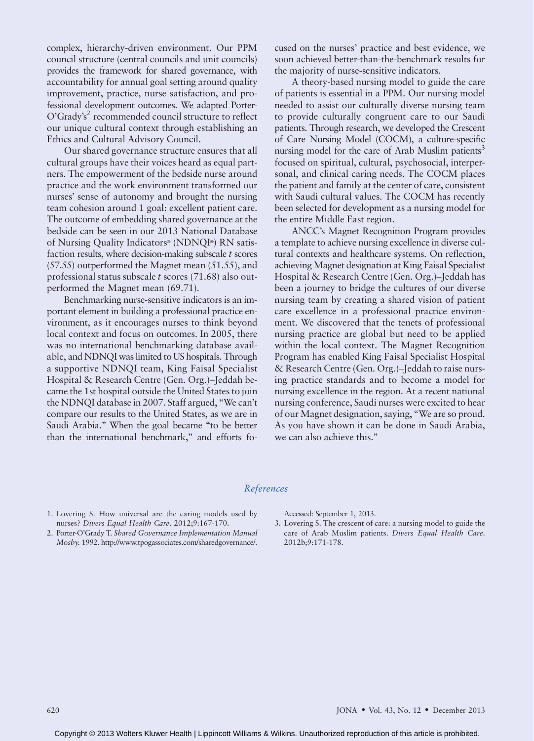complex, hierarchy-driven environment. Our PPM council structure (central councils and unit councils) provides the framework for shared governance, with accountability for annual goal setting around quality improvement, practice, nurse satisfaction, and professional development outcomes. We adapted Porter-O'Grady's[2] recommended council structure to reflect our unique cultural context through establishing an Ethics and Cultural Advisory Council.

Our shared governance structure ensures that all cultural groups have their voices heard as equal partners. The empowerment of the bedside nurse around practice and the work environment transformed our nurses' sense of autonomy and brought the nursing team cohesion around 1 goal: excellent patient care. The outcome of embedding shared governance at the bedside can be seen in our 2013 National Database of Nursing Quality Indicators® (NDNQI®) RN satisfaction results, where decision-making subscale $t$ scores (57.55) outperformed the Magnet mean (51.55), and professional status subscale $t$ scores (71.68) also outperformed the Magnet mean (69.71).

Benchmarking nurse-sensitive indicators is an important element in building a professional practice environment, as it encourages nurses to think beyond local context and focus on outcomes. In 2005, there was no international benchmarking database available, and NDNQI was limited to US hospitals. Through a supportive NDNQI team, King Faisal Specialist Hospital & Research Centre (Gen. Org.)–Jeddah became the 1st hospital outside the United States to join the NDNQI database in 2007. Staff argued, "We can't compare our results to the United States, as we are in Saudi Arabia." When the goal became "to be better than the international benchmark," and efforts focused on the nurses' practice and best evidence, we soon achieved better-than-the-benchmark results for the majority of nurse-sensitive indicators.

A theory-based nursing model to guide the care of patients is essential in a PPM. Our nursing model needed to assist our culturally diverse nursing team to provide culturally congruent care to our Saudi patients. Through research, we developed the Crescent of Care Nursing Model (COCM), a culture-specific nursing model for the care of Arab Muslim patients[3] focused on spiritual, cultural, psychosocial, interpersonal, and clinical caring needs. The COCM places the patient and family at the center of care, consistent with Saudi cultural values. The COCM has recently been selected for development as a nursing model for the entire Middle East region.

ANCC's Magnet Recognition Program provides a template to achieve nursing excellence in diverse cultural contexts and healthcare systems. On reflection, achieving Magnet designation at King Faisal Specialist Hospital & Research Centre (Gen. Org.)–Jeddah has been a journey to bridge the cultures of our diverse nursing team by creating a shared vision of patient care excellence in a professional practice environment. We discovered that the tenets of professional nursing practice are global but need to be applied within the local context. The Magnet Recognition Program has enabled King Faisal Specialist Hospital & Research Centre (Gen. Org.)–Jeddah to raise nursing practice standards and to become a model for nursing excellence in the region. At a recent national nursing conference, Saudi nurses were excited to hear of our Magnet designation, saying, "We are so proud. As you have shown it can be done in Saudi Arabia, we can also achieve this."

## *References*

1. Lovering S. How universal are the caring models used by nurses? *Divers Equal Health Care*. 2012;9:167-170.
2. Porter-O'Grady T. *Shared Governance Implementation Manual Mosby*. 1992. http://www.tpogassociates.com/sharedgovernance/. Accessed: September 1, 2013.
3. Lovering S. The crescent of care: a nursing model to guide the care of Arab Muslim patients. *Divers Equal Health Care*. 2012b;9:171-178.